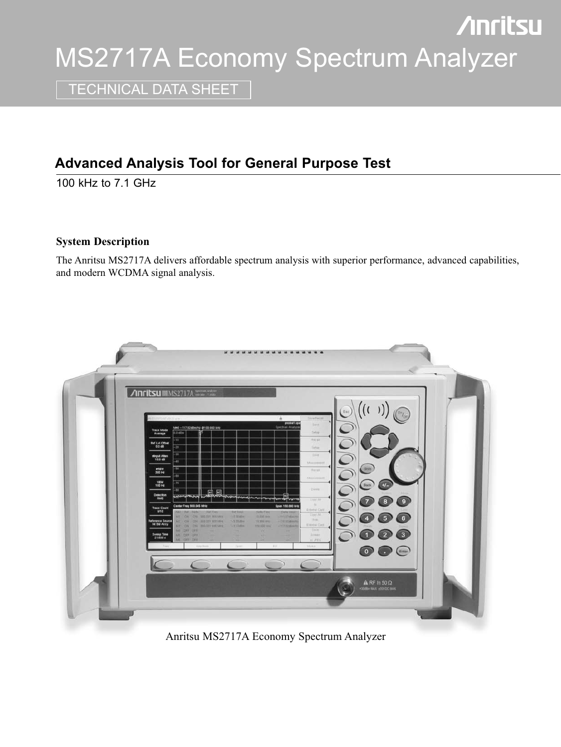# MS2717A Economy Spectrum Analyzer

TECHNICAL DATA SHEET

## Advanced Analysis Tool for General Purpose Test

100 kHz to 7.1 GHz

### System Description

The Anritsu MS2717A delivers affordable spectrum analysis with superior performance, advanced capabilities, and modern WCDMA signal analysis.

Anritsu MS2717A Economy Spectrum Analyzer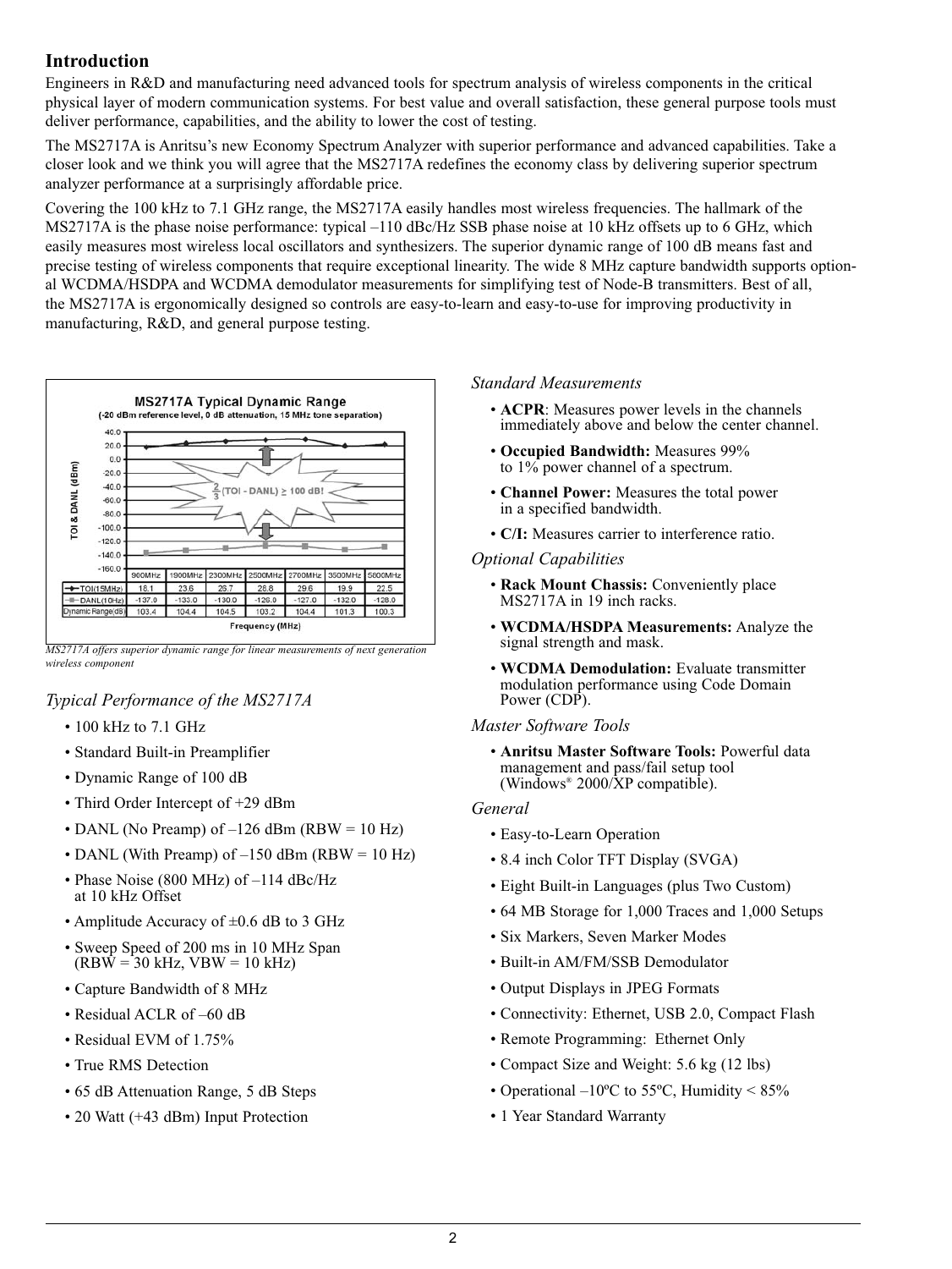## Introduction

Engineers in R&D and manufacturing need advanced tools for spectrum analysis of wireless components in the critical physical layer of modern communication systems. For best value and overall satisfaction, these general purpose tools must deliver performance, capabilities, and the ability to lower the cost of testing.

The MS2717A is Anritsu's new Economy Spectrum Analyzer with superior performance and advanced capabilities. Take a closer look and we think you will agree that the MS2717A redefines the economy class by delivering superior spectrum analyzer performance at a surprisingly affordable price.

Covering the 100 kHz to 7.1 GHz range, the MS2717A easily handles most wireless frequencies. The hallmark of the MS2717A is the phase noise performance: typical –110 dBc/Hz SSB phase noise at 10 kHz offsets up to 6 GHz, which easily measures most wireless local oscillators and synthesizers. The superior dynamic range of 100 dB means fast and precise testing of wireless components that require exceptional linearity. The wide 8 MHz capture bandwidth supports optional WCDMA/HSDPA and WCDMA demodulator measurements for simplifying test of Node-B transmitters. Best of all, the MS2717A is ergonomically designed so controls are easy-to-learn and easy-to-use for improving productivity in manufacturing, R&D, and general purpose testing.

**MS2717A Typical Dynamic Range**
(-20 dBm reference level, 0 dB attenuation, 15 MHz tone separation)

$\frac{2}{3}$(TOI - DANL) ≥ 100 dB!

| Frequency (MHz) | 900MHz | 1900MHz | 2300MHz | 2500MHz | 2700MHz | 3500MHz | 5800MHz |
|---|---|---|---|---|---|---|---|
| TOI(15MHz) | 18.1 | 23.6 | 26.7 | 28.8 | 29.6 | 19.9 | 22.5 |
| DANL(10Hz) | -137.0 | -133.0 | -130.0 | -126.0 | -127.0 | -132.0 | -128.0 |
| Dynamic Range(dB) | 103.4 | 104.4 | 104.5 | 103.2 | 104.4 | 101.3 | 100.3 |

*MS2717A offers superior dynamic range for linear measurements of next generation wireless component*

### *Typical Performance of the MS2717A*

- 100 kHz to 7.1 GHz
- Standard Built-in Preamplifier
- Dynamic Range of 100 dB
- Third Order Intercept of +29 dBm
- DANL (No Preamp) of –126 dBm (RBW = 10 Hz)
- DANL (With Preamp) of –150 dBm (RBW = 10 Hz)
- Phase Noise (800 MHz) of –114 dBc/Hz at 10 kHz Offset
- Amplitude Accuracy of ±0.6 dB to 3 GHz
- Sweep Speed of 200 ms in 10 MHz Span (RBW = 30 kHz, VBW = 10 kHz)
- Capture Bandwidth of 8 MHz
- Residual ACLR of –60 dB
- Residual EVM of 1.75%
- True RMS Detection
- 65 dB Attenuation Range, 5 dB Steps
- 20 Watt (+43 dBm) Input Protection

### *Standard Measurements*

- **ACPR**: Measures power levels in the channels immediately above and below the center channel.
- **Occupied Bandwidth:** Measures 99% to 1% power channel of a spectrum.
- **Channel Power:** Measures the total power in a specified bandwidth.
- **C/I:** Measures carrier to interference ratio.

### *Optional Capabilities*

- **Rack Mount Chassis:** Conveniently place MS2717A in 19 inch racks.
- **WCDMA/HSDPA Measurements:** Analyze the signal strength and mask.
- **WCDMA Demodulation:** Evaluate transmitter modulation performance using Code Domain Power (CDP).

### *Master Software Tools*

- **Anritsu Master Software Tools:** Powerful data management and pass/fail setup tool (Windows® 2000/XP compatible).

### *General*

- Easy-to-Learn Operation
- 8.4 inch Color TFT Display (SVGA)
- Eight Built-in Languages (plus Two Custom)
- 64 MB Storage for 1,000 Traces and 1,000 Setups
- Six Markers, Seven Marker Modes
- Built-in AM/FM/SSB Demodulator
- Output Displays in JPEG Formats
- Connectivity: Ethernet, USB 2.0, Compact Flash
- Remote Programming: Ethernet Only
- Compact Size and Weight: 5.6 kg (12 lbs)
- Operational –10ºC to 55ºC, Humidity < 85%
- 1 Year Standard Warranty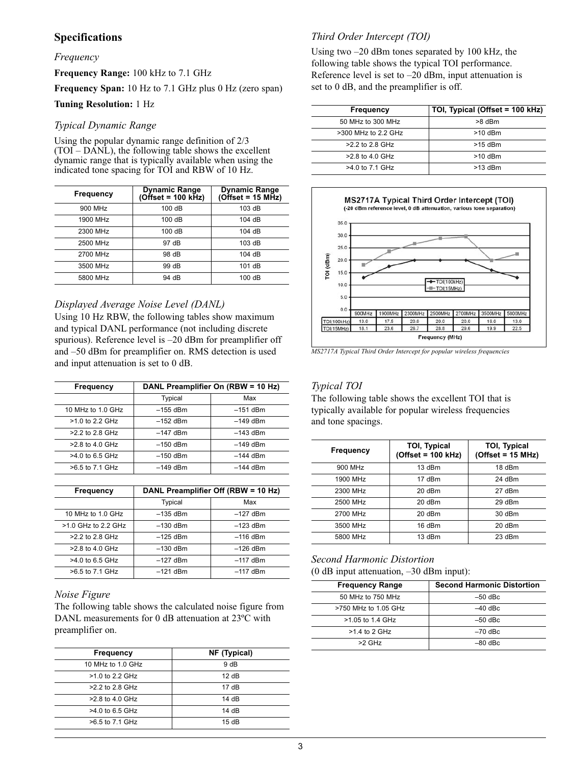## Specifications

### *Frequency*

**Frequency Range:** 100 kHz to 7.1 GHz

**Frequency Span:** 10 Hz to 7.1 GHz plus 0 Hz (zero span)

**Tuning Resolution:** 1 Hz

### *Typical Dynamic Range*

Using the popular dynamic range definition of 2/3 (TOI – DANL), the following table shows the excellent dynamic range that is typically available when using the indicated tone spacing for TOI and RBW of 10 Hz.

| Frequency | Dynamic Range (Offset = 100 kHz) | Dynamic Range (Offset = 15 MHz) |
|---|---|---|
| 900 MHz | 100 dB | 103 dB |
| 1900 MHz | 100 dB | 104 dB |
| 2300 MHz | 100 dB | 104 dB |
| 2500 MHz | 97 dB | 103 dB |
| 2700 MHz | 98 dB | 104 dB |
| 3500 MHz | 99 dB | 101 dB |
| 5800 MHz | 94 dB | 100 dB |

### *Displayed Average Noise Level (DANL)*

Using 10 Hz RBW, the following tables show maximum and typical DANL performance (not including discrete spurious). Reference level is –20 dBm for preamplifier off and –50 dBm for preamplifier on. RMS detection is used and input attenuation is set to 0 dB.

| Frequency | DANL Preamplifier On (RBW = 10 Hz) | |
|---|---|---|
| | Typical | Max |
| 10 MHz to 1.0 GHz | –155 dBm | –151 dBm |
| >1.0 to 2.2 GHz | –152 dBm | –149 dBm |
| >2.2 to 2.8 GHz | –147 dBm | –143 dBm |
| >2.8 to 4.0 GHz | –150 dBm | –149 dBm |
| >4.0 to 6.5 GHz | –150 dBm | –144 dBm |
| >6.5 to 7.1 GHz | –149 dBm | –144 dBm |

| Frequency | DANL Preamplifier Off (RBW = 10 Hz) | |
|---|---|---|
| | Typical | Max |
| 10 MHz to 1.0 GHz | –135 dBm | –127 dBm |
| >1.0 GHz to 2.2 GHz | –130 dBm | –123 dBm |
| >2.2 to 2.8 GHz | –125 dBm | –116 dBm |
| >2.8 to 4.0 GHz | –130 dBm | –126 dBm |
| >4.0 to 6.5 GHz | –127 dBm | –117 dBm |
| >6.5 to 7.1 GHz | –121 dBm | –117 dBm |

### *Noise Figure*

The following table shows the calculated noise figure from DANL measurements for 0 dB attenuation at 23ºC with preamplifier on.

| Frequency | NF (Typical) |
|---|---|
| 10 MHz to 1.0 GHz | 9 dB |
| >1.0 to 2.2 GHz | 12 dB |
| >2.2 to 2.8 GHz | 17 dB |
| >2.8 to 4.0 GHz | 14 dB |
| >4.0 to 6.5 GHz | 14 dB |
| >6.5 to 7.1 GHz | 15 dB |

### *Third Order Intercept (TOI)*

Using two –20 dBm tones separated by 100 kHz, the following table shows the typical TOI performance. Reference level is set to –20 dBm, input attenuation is set to 0 dB, and the preamplifier is off.

| Frequency | TOI, Typical (Offset = 100 kHz) |
|---|---|
| 50 MHz to 300 MHz | >8 dBm |
| >300 MHz to 2.2 GHz | >10 dBm |
| >2.2 to 2.8 GHz | >15 dBm |
| >2.8 to 4.0 GHz | >10 dBm |
| >4.0 to 7.1 GHz | >13 dBm |

*MS2717A Typical Third Order Intercept for popular wireless frequencies*

### *Typical TOI*

The following table shows the excellent TOI that is typically available for popular wireless frequencies and tone spacings.

| Frequency | TOI, Typical (Offset = 100 kHz) | TOI, Typical (Offset = 15 MHz) |
|---|---|---|
| 900 MHz | 13 dBm | 18 dBm |
| 1900 MHz | 17 dBm | 24 dBm |
| 2300 MHz | 20 dBm | 27 dBm |
| 2500 MHz | 20 dBm | 29 dBm |
| 2700 MHz | 20 dBm | 30 dBm |
| 3500 MHz | 16 dBm | 20 dBm |
| 5800 MHz | 13 dBm | 23 dBm |

### *Second Harmonic Distortion*

(0 dB input attenuation, –30 dBm input):

| Frequency Range | Second Harmonic Distortion |
|---|---|
| 50 MHz to 750 MHz | –50 dBc |
| >750 MHz to 1.05 GHz | –40 dBc |
| >1.05 to 1.4 GHz | –50 dBc |
| >1.4 to 2 GHz | –70 dBc |
| >2 GHz | –80 dBc |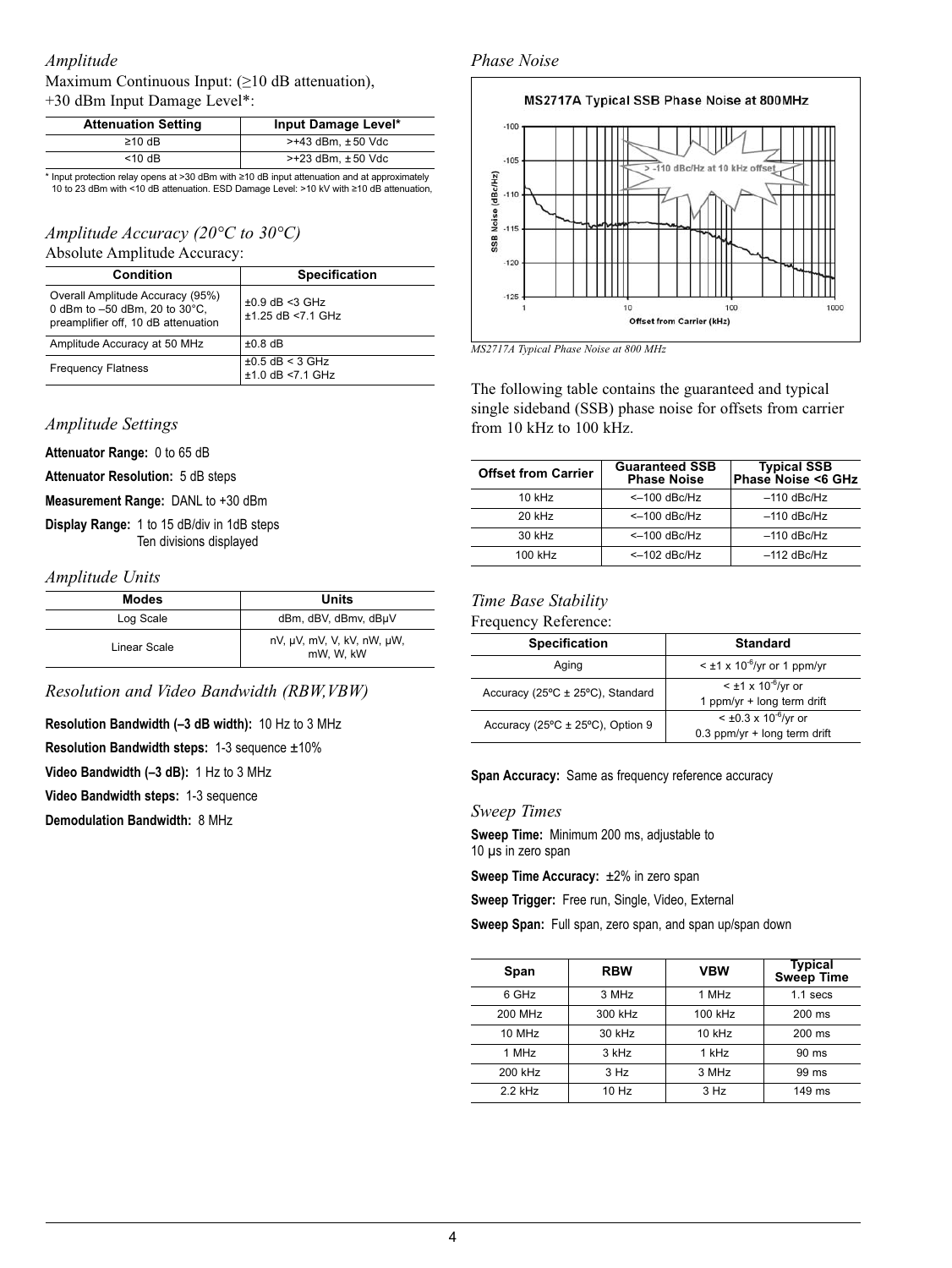## *Amplitude*

Maximum Continuous Input: (≥10 dB attenuation), +30 dBm Input Damage Level*:

| Attenuation Setting | Input Damage Level* |
|---|---|
| ≥10 dB | >+43 dBm, ± 50 Vdc |
| <10 dB | >+23 dBm, ± 50 Vdc |

* Input protection relay opens at >30 dBm with ≥10 dB input attenuation and at approximately 10 to 23 dBm with <10 dB attenuation. ESD Damage Level: >10 kV with ≥10 dB attenuation,

## *Amplitude Accuracy (20°C to 30°C)*

Absolute Amplitude Accuracy:

| Condition | Specification |
|---|---|
| Overall Amplitude Accuracy (95%) 0 dBm to –50 dBm, 20 to 30°C, preamplifier off, 10 dB attenuation | ±0.9 dB <3 GHz<br>±1.25 dB <7.1 GHz |
| Amplitude Accuracy at 50 MHz | ±0.8 dB |
| Frequency Flatness | ±0.5 dB < 3 GHz<br>±1.0 dB <7.1 GHz |

## *Amplitude Settings*

**Attenuator Range:** 0 to 65 dB

**Attenuator Resolution:** 5 dB steps

**Measurement Range:** DANL to +30 dBm

**Display Range:** 1 to 15 dB/div in 1dB steps
Ten divisions displayed

## *Amplitude Units*

| Modes | Units |
|---|---|
| Log Scale | dBm, dBV, dBmv, dBμV |
| Linear Scale | nV, μV, mV, V, kV, nW, μW, mW, W, kW |

## *Resolution and Video Bandwidth (RBW,VBW)*

**Resolution Bandwidth (–3 dB width):** 10 Hz to 3 MHz

**Resolution Bandwidth steps:** 1-3 sequence ±10%

**Video Bandwidth (–3 dB):** 1 Hz to 3 MHz

**Video Bandwidth steps:** 1-3 sequence

**Demodulation Bandwidth:** 8 MHz

## *Phase Noise*

MS2717A Typical SSB Phase Noise at 800MHz

*MS2717A Typical Phase Noise at 800 MHz*

The following table contains the guaranteed and typical single sideband (SSB) phase noise for offsets from carrier from 10 kHz to 100 kHz.

| Offset from Carrier | Guaranteed SSB Phase Noise | Typical SSB Phase Noise <6 GHz |
|---|---|---|
| 10 kHz | <–100 dBc/Hz | –110 dBc/Hz |
| 20 kHz | <–100 dBc/Hz | –110 dBc/Hz |
| 30 kHz | <–100 dBc/Hz | –110 dBc/Hz |
| 100 kHz | <–102 dBc/Hz | –112 dBc/Hz |

## *Time Base Stability*

Frequency Reference:

| Specification | Standard |
|---|---|
| Aging | < ±1 x $10^{-6}$/yr or 1 ppm/yr |
| Accuracy (25ºC ± 25ºC), Standard | < ±1 x $10^{-6}$/yr or 1 ppm/yr + long term drift |
| Accuracy (25ºC ± 25ºC), Option 9 | < ±0.3 x $10^{-6}$/yr or 0.3 ppm/yr + long term drift |

**Span Accuracy:** Same as frequency reference accuracy

## *Sweep Times*

**Sweep Time:** Minimum 200 ms, adjustable to 10 μs in zero span

**Sweep Time Accuracy:** ±2% in zero span

**Sweep Trigger:** Free run, Single, Video, External

**Sweep Span:** Full span, zero span, and span up/span down

| Span | RBW | VBW | Typical Sweep Time |
|---|---|---|---|
| 6 GHz | 3 MHz | 1 MHz | 1.1 secs |
| 200 MHz | 300 kHz | 100 kHz | 200 ms |
| 10 MHz | 30 kHz | 10 kHz | 200 ms |
| 1 MHz | 3 kHz | 1 kHz | 90 ms |
| 200 kHz | 3 Hz | 3 MHz | 99 ms |
| 2.2 kHz | 10 Hz | 3 Hz | 149 ms |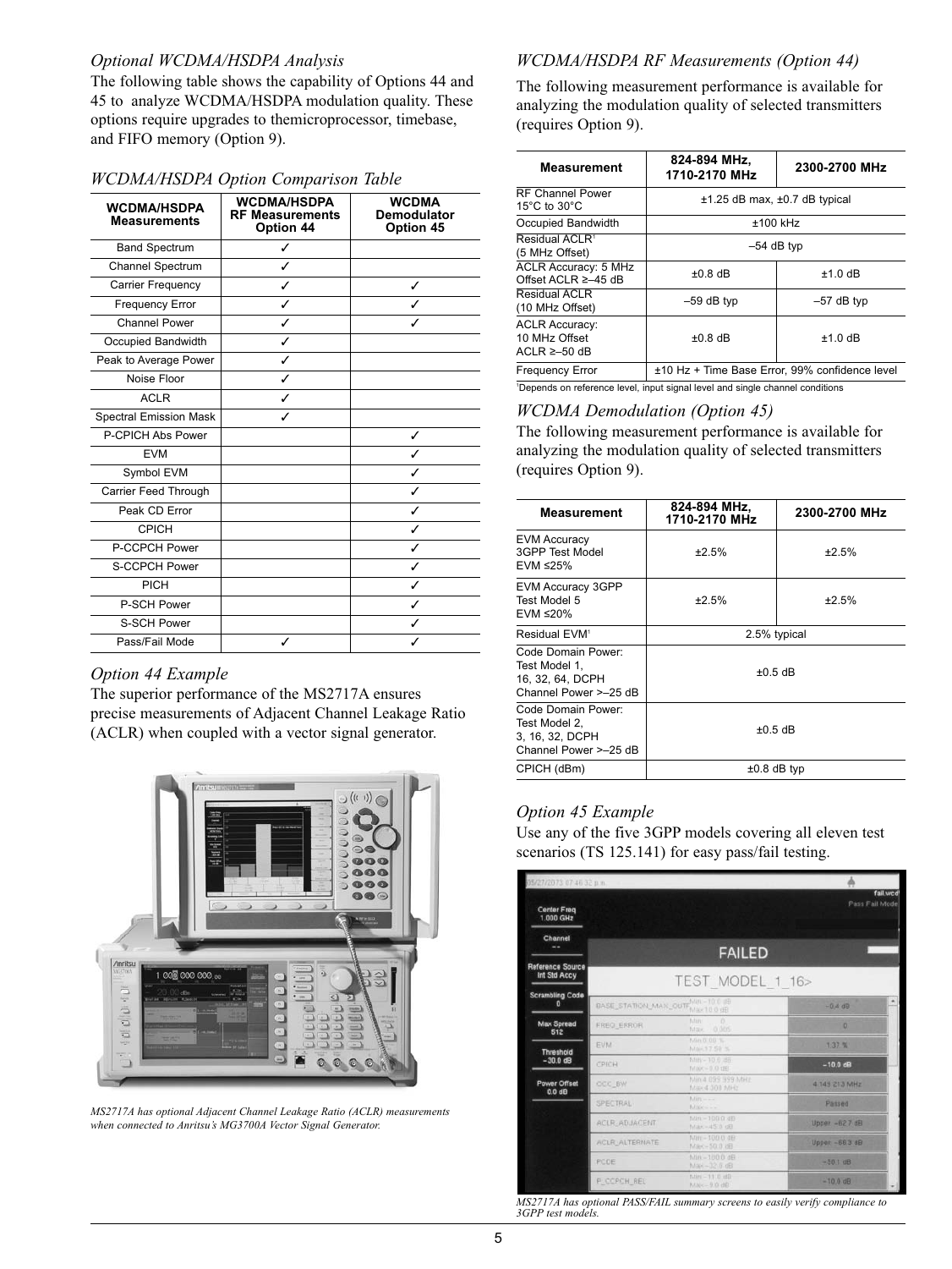## *Optional WCDMA/HSDPA Analysis*

The following table shows the capability of Options 44 and 45 to analyze WCDMA/HSDPA modulation quality. These options require upgrades to themicroprocessor, timebase, and FIFO memory (Option 9).

### *WCDMA/HSDPA Option Comparison Table*

| WCDMA/HSDPA Measurements | WCDMA/HSDPA RF Measurements Option 44 | WCDMA Demodulator Option 45 |
|---|---|---|
| Band Spectrum | ✓ | |
| Channel Spectrum | ✓ | |
| Carrier Frequency | ✓ | ✓ |
| Frequency Error | ✓ | ✓ |
| Channel Power | ✓ | ✓ |
| Occupied Bandwidth | ✓ | |
| Peak to Average Power | ✓ | |
| Noise Floor | ✓ | |
| ACLR | ✓ | |
| Spectral Emission Mask | ✓ | |
| P-CPICH Abs Power | | ✓ |
| EVM | | ✓ |
| Symbol EVM | | ✓ |
| Carrier Feed Through | | ✓ |
| Peak CD Error | | ✓ |
| CPICH | | ✓ |
| P-CCPCH Power | | ✓ |
| S-CCPCH Power | | ✓ |
| PICH | | ✓ |
| P-SCH Power | | ✓ |
| S-SCH Power | | ✓ |
| Pass/Fail Mode | ✓ | ✓ |

### *Option 44 Example*

The superior performance of the MS2717A ensures precise measurements of Adjacent Channel Leakage Ratio (ACLR) when coupled with a vector signal generator.

*MS2717A has optional Adjacent Channel Leakage Ratio (ACLR) measurements when connected to Anritsu's MG3700A Vector Signal Generator.*

## *WCDMA/HSDPA RF Measurements (Option 44)*

The following measurement performance is available for analyzing the modulation quality of selected transmitters (requires Option 9).

| Measurement | 824-894 MHz, 1710-2170 MHz | 2300-2700 MHz |
|---|---|---|
| RF Channel Power 15°C to 30°C | ±1.25 dB max, ±0.7 dB typical | |
| Occupied Bandwidth | ±100 kHz | |
| Residual ACLR[1] (5 MHz Offset) | –54 dB typ | |
| ACLR Accuracy: 5 MHz Offset ACLR ≥–45 dB | ±0.8 dB | ±1.0 dB |
| Residual ACLR (10 MHz Offset) | –59 dB typ | –57 dB typ |
| ACLR Accuracy: 10 MHz Offset ACLR ≥–50 dB | ±0.8 dB | ±1.0 dB |
| Frequency Error | ±10 Hz + Time Base Error, 99% confidence level | |

[1]Depends on reference level, input signal level and single channel conditions

## *WCDMA Demodulation (Option 45)*

The following measurement performance is available for analyzing the modulation quality of selected transmitters (requires Option 9).

| Measurement | 824-894 MHz, 1710-2170 MHz | 2300-2700 MHz |
|---|---|---|
| EVM Accuracy 3GPP Test Model EVM ≤25% | ±2.5% | ±2.5% |
| EVM Accuracy 3GPP Test Model 5 EVM ≤20% | ±2.5% | ±2.5% |
| Residual EVM[1] | 2.5% typical | |
| Code Domain Power: Test Model 1, 16, 32, 64, DCPH Channel Power >–25 dB | ±0.5 dB | |
| Code Domain Power: Test Model 2, 3, 16, 32, DCPH Channel Power >–25 dB | ±0.5 dB | |
| CPICH (dBm) | ±0.8 dB typ | |

### *Option 45 Example*

Use any of the five 3GPP models covering all eleven test scenarios (TS 125.141) for easy pass/fail testing.

*MS2717A has optional PASS/FAIL summary screens to easily verify compliance to 3GPP test models.*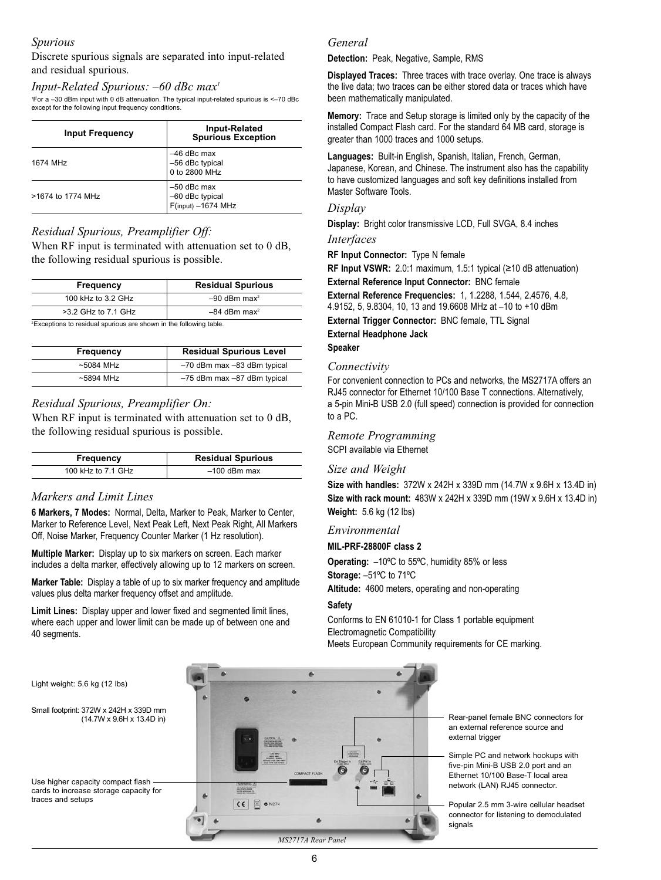## *Spurious*

Discrete spurious signals are separated into input-related and residual spurious.

### *Input-Related Spurious: –60 dBc max[1]*

[1]For a –30 dBm input with 0 dB attenuation. The typical input-related spurious is <–70 dBc except for the following input frequency conditions.

| Input Frequency | Input-Related Spurious Exception |
|---|---|
| 1674 MHz | –46 dBc max<br>–56 dBc typical<br>0 to 2800 MHz |
| >1674 to 1774 MHz | –50 dBc max<br>–60 dBc typical<br>F(input) –1674 MHz |

### *Residual Spurious, Preamplifier Off:*

When RF input is terminated with attenuation set to 0 dB, the following residual spurious is possible.

| Frequency | Residual Spurious |
|---|---|
| 100 kHz to 3.2 GHz | –90 dBm max[2] |
| >3.2 GHz to 7.1 GHz | –84 dBm max[2] |

[2]Exceptions to residual spurious are shown in the following table.

| Frequency | Residual Spurious Level |
|---|---|
| ~5084 MHz | –70 dBm max –83 dBm typical |
| ~5894 MHz | –75 dBm max –87 dBm typical |

### *Residual Spurious, Preamplifier On:*

When RF input is terminated with attenuation set to 0 dB, the following residual spurious is possible.

| Frequency | Residual Spurious |
|---|---|
| 100 kHz to 7.1 GHz | –100 dBm max |

## *Markers and Limit Lines*

**6 Markers, 7 Modes:** Normal, Delta, Marker to Peak, Marker to Center, Marker to Reference Level, Next Peak Left, Next Peak Right, All Markers Off, Noise Marker, Frequency Counter Marker (1 Hz resolution).

**Multiple Marker:** Display up to six markers on screen. Each marker includes a delta marker, effectively allowing up to 12 markers on screen.

**Marker Table:** Display a table of up to six marker frequency and amplitude values plus delta marker frequency offset and amplitude.

**Limit Lines:** Display upper and lower fixed and segmented limit lines, where each upper and lower limit can be made up of between one and 40 segments.

## *General*

**Detection:** Peak, Negative, Sample, RMS

**Displayed Traces:** Three traces with trace overlay. One trace is always the live data; two traces can be either stored data or traces which have been mathematically manipulated.

**Memory:** Trace and Setup storage is limited only by the capacity of the installed Compact Flash card. For the standard 64 MB card, storage is greater than 1000 traces and 1000 setups.

**Languages:** Built-in English, Spanish, Italian, French, German, Japanese, Korean, and Chinese. The instrument also has the capability to have customized languages and soft key definitions installed from Master Software Tools.

## *Display*

**Display:** Bright color transmissive LCD, Full SVGA, 8.4 inches

## *Interfaces*

**RF Input Connector:** Type N female

**RF Input VSWR:** 2.0:1 maximum, 1.5:1 typical (≥10 dB attenuation)

**External Reference Input Connector:** BNC female

**External Reference Frequencies:** 1, 1.2288, 1.544, 2.4576, 4.8, 4.9152, 5, 9.8304, 10, 13 and 19.6608 MHz at –10 to +10 dBm

**External Trigger Connector:** BNC female, TTL Signal

**External Headphone Jack**

**Speaker**

## *Connectivity*

For convenient connection to PCs and networks, the MS2717A offers an RJ45 connector for Ethernet 10/100 Base T connections. Alternatively, a 5-pin Mini-B USB 2.0 (full speed) connection is provided for connection to a PC.

## *Remote Programming*

SCPI available via Ethernet

## *Size and Weight*

**Size with handles:** 372W x 242H x 339D mm (14.7W x 9.6H x 13.4D in)

**Size with rack mount:** 483W x 242H x 339D mm (19W x 9.6H x 13.4D in)

**Weight:** 5.6 kg (12 lbs)

## *Environmental*

**MIL-PRF-28800F class 2**

**Operating:** –10ºC to 55ºC, humidity 85% or less

**Storage:** –51ºC to 71ºC

**Altitude:** 4600 meters, operating and non-operating

**Safety**

Conforms to EN 61010-1 for Class 1 portable equipment
Electromagnetic Compatibility
Meets European Community requirements for CE marking.

Light weight: 5.6 kg (12 lbs)

Small footprint: 372W x 242H x 339D mm (14.7W x 9.6H x 13.4D in)

Use higher capacity compact flash cards to increase storage capacity for traces and setups

Rear-panel female BNC connectors for an external reference source and external trigger

Simple PC and network hookups with five-pin Mini-B USB 2.0 port and an Ethernet 10/100 Base-T local area network (LAN) RJ45 connector.

Popular 2.5 mm 3-wire cellular headset connector for listening to demodulated signals

*MS2717A Rear Panel*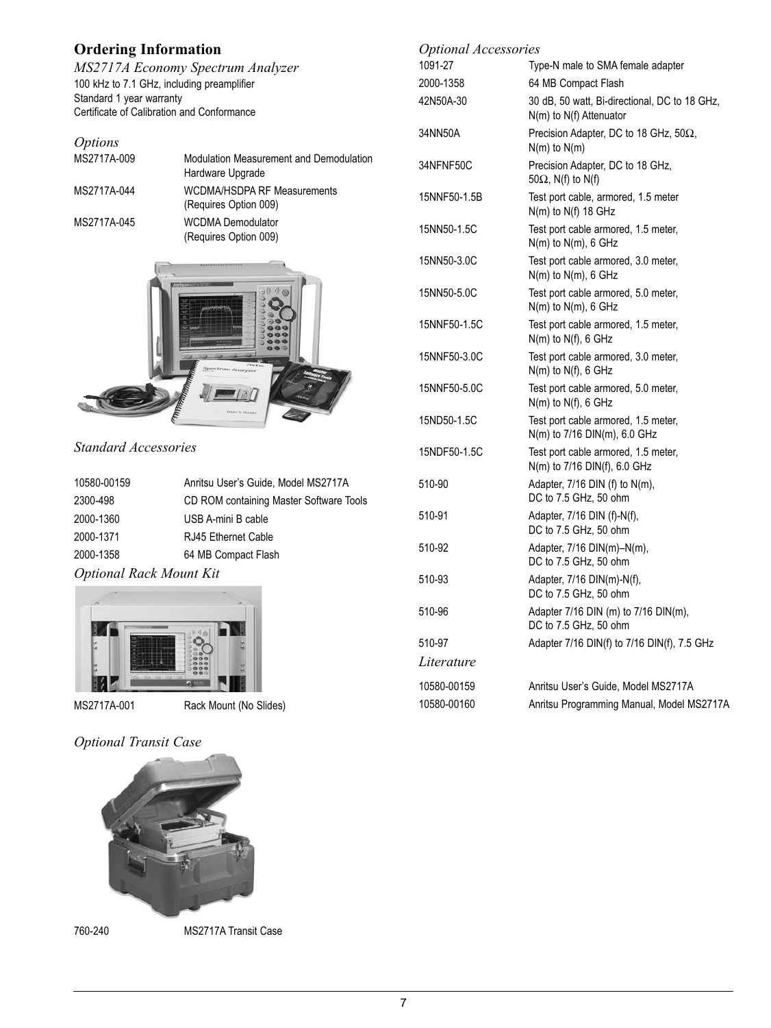## Ordering Information

*MS2717A Economy Spectrum Analyzer*

100 kHz to 7.1 GHz, including preamplifier
Standard 1 year warranty
Certificate of Calibration and Conformance

### *Options*

| | |
|---|---|
| MS2717A-009 | Modulation Measurement and Demodulation Hardware Upgrade |
| MS2717A-044 | WCDMA/HSDPA RF Measurements (Requires Option 009) |
| MS2717A-045 | WCDMA Demodulator (Requires Option 009) |

### *Standard Accessories*

| | |
|---|---|
| 10580-00159 | Anritsu User's Guide, Model MS2717A |
| 2300-498 | CD ROM containing Master Software Tools |
| 2000-1360 | USB A-mini B cable |
| 2000-1371 | RJ45 Ethernet Cable |
| 2000-1358 | 64 MB Compact Flash |

### *Optional Rack Mount Kit*

| | |
|---|---|
| MS2717A-001 | Rack Mount (No Slides) |

### *Optional Transit Case*

| | |
|---|---|
| 760-240 | MS2717A Transit Case |

### *Optional Accessories*

| | |
|---|---|
| 1091-27 | Type-N male to SMA female adapter |
| 2000-1358 | 64 MB Compact Flash |
| 42N50A-30 | 30 dB, 50 watt, Bi-directional, DC to 18 GHz, N(m) to N(f) Attenuator |
| 34NN50A | Precision Adapter, DC to 18 GHz, 50Ω, N(m) to N(m) |
| 34NFNF50C | Precision Adapter, DC to 18 GHz, 50Ω, N(f) to N(f) |
| 15NNF50-1.5B | Test port cable, armored, 1.5 meter N(m) to N(f) 18 GHz |
| 15NN50-1.5C | Test port cable armored, 1.5 meter, N(m) to N(m), 6 GHz |
| 15NN50-3.0C | Test port cable armored, 3.0 meter, N(m) to N(m), 6 GHz |
| 15NN50-5.0C | Test port cable armored, 5.0 meter, N(m) to N(m), 6 GHz |
| 15NNF50-1.5C | Test port cable armored, 1.5 meter, N(m) to N(f), 6 GHz |
| 15NNF50-3.0C | Test port cable armored, 3.0 meter, N(m) to N(f), 6 GHz |
| 15NNF50-5.0C | Test port cable armored, 5.0 meter, N(m) to N(f), 6 GHz |
| 15ND50-1.5C | Test port cable armored, 1.5 meter, N(m) to 7/16 DIN(m), 6.0 GHz |
| 15NDF50-1.5C | Test port cable armored, 1.5 meter, N(m) to 7/16 DIN(f), 6.0 GHz |
| 510-90 | Adapter, 7/16 DIN (f) to N(m), DC to 7.5 GHz, 50 ohm |
| 510-91 | Adapter, 7/16 DIN (f)-N(f), DC to 7.5 GHz, 50 ohm |
| 510-92 | Adapter, 7/16 DIN(m)–N(m), DC to 7.5 GHz, 50 ohm |
| 510-93 | Adapter, 7/16 DIN(m)-N(f), DC to 7.5 GHz, 50 ohm |
| 510-96 | Adapter 7/16 DIN (m) to 7/16 DIN(m), DC to 7.5 GHz, 50 ohm |
| 510-97 | Adapter 7/16 DIN(f) to 7/16 DIN(f), 7.5 GHz |

### *Literature*

| | |
|---|---|
| 10580-00159 | Anritsu User's Guide, Model MS2717A |
| 10580-00160 | Anritsu Programming Manual, Model MS2717A |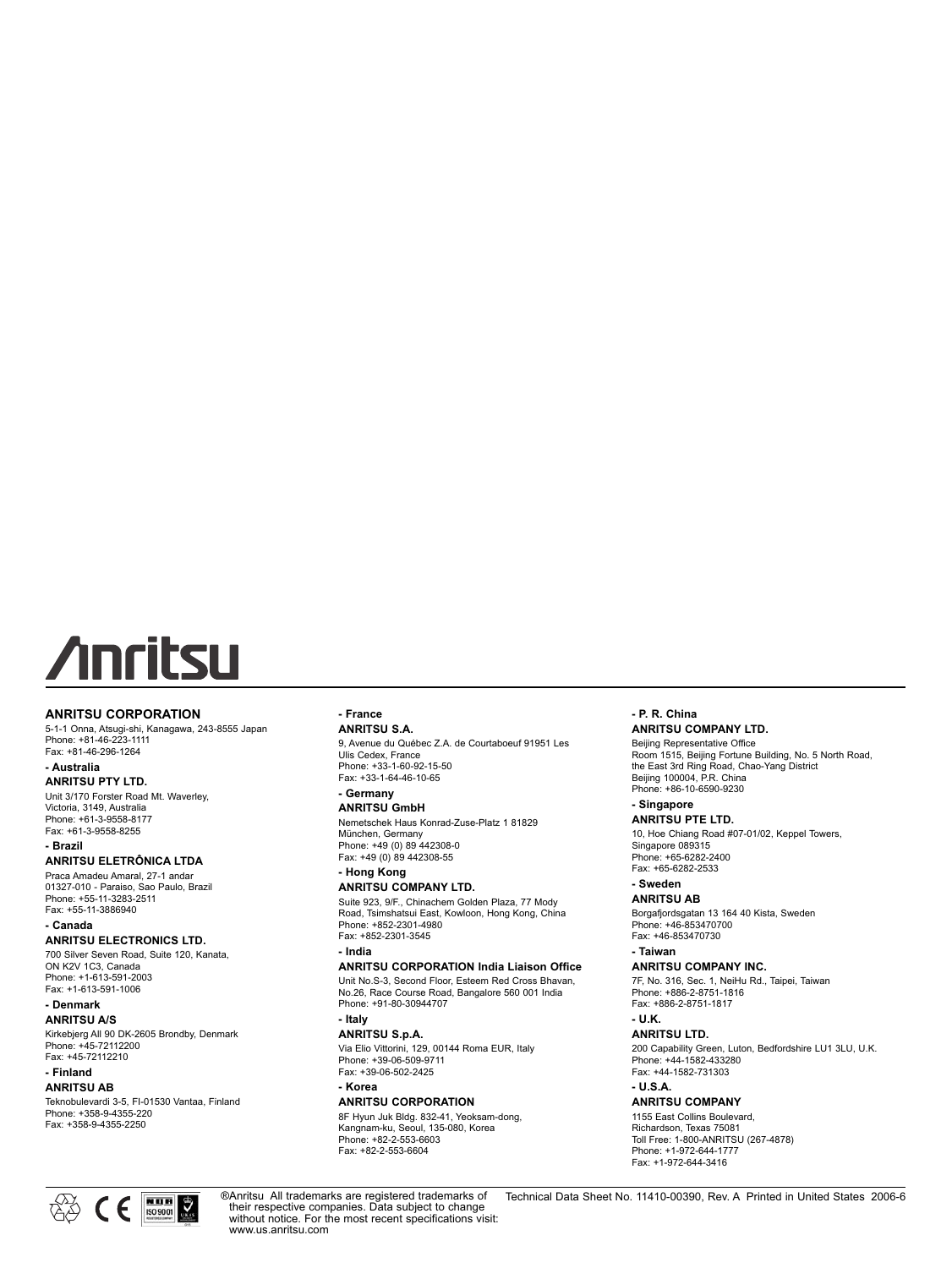Anritsu

**ANRITSU CORPORATION**

5-1-1 Onna, Atsugi-shi, Kanagawa, 243-8555 Japan
Phone: +81-46-223-1111
Fax: +81-46-296-1264

**- Australia**

**ANRITSU PTY LTD.**

Unit 3/170 Forster Road Mt. Waverley,
Victoria, 3149, Australia
Phone: +61-3-9558-8177
Fax: +61-3-9558-8255

**- Brazil**

**ANRITSU ELETRÔNICA LTDA**

Praca Amadeu Amaral, 27-1 andar
01327-010 - Paraiso, Sao Paulo, Brazil
Phone: +55-11-3283-2511
Fax: +55-11-3886940

**- Canada**

**ANRITSU ELECTRONICS LTD.**

700 Silver Seven Road, Suite 120, Kanata,
ON K2V 1C3, Canada
Phone: +1-613-591-2003
Fax: +1-613-591-1006

**- Denmark**

**ANRITSU A/S**

Kirkebjerg All 90 DK-2605 Brondby, Denmark
Phone: +45-72112200
Fax: +45-72112210

**- Finland**

**ANRITSU AB**

Teknobulevardi 3-5, FI-01530 Vantaa, Finland
Phone: +358-9-4355-220
Fax: +358-9-4355-2250

**- France**

**ANRITSU S.A.**

9, Avenue du Québec Z.A. de Courtaboeuf 91951 Les Ulis Cedex, France
Phone: +33-1-60-92-15-50
Fax: +33-1-64-46-10-65

**- Germany**

**ANRITSU GmbH**

Nemetschek Haus Konrad-Zuse-Platz 1 81829
München, Germany
Phone: +49 (0) 89 442308-0
Fax: +49 (0) 89 442308-55

**- Hong Kong**

**ANRITSU COMPANY LTD.**

Suite 923, 9/F., Chinachem Golden Plaza, 77 Mody Road, Tsimshatsui East, Kowloon, Hong Kong, China
Phone: +852-2301-4980
Fax: +852-2301-3545

**- India**

**ANRITSU CORPORATION India Liaison Office**

Unit No.S-3, Second Floor, Esteem Red Cross Bhavan, No.26, Race Course Road, Bangalore 560 001 India
Phone: +91-80-30944707

**- Italy**

**ANRITSU S.p.A.**

Via Elio Vittorini, 129, 00144 Roma EUR, Italy
Phone: +39-06-509-9711
Fax: +39-06-502-2425

**- Korea**

**ANRITSU CORPORATION**

8F Hyun Juk Bldg. 832-41, Yeoksam-dong,
Kangnam-ku, Seoul, 135-080, Korea
Phone: +82-2-553-6603
Fax: +82-2-553-6604

**- P. R. China**

**ANRITSU COMPANY LTD.**

Beijing Representative Office
Room 1515, Beijing Fortune Building, No. 5 North Road, the East 3rd Ring Road, Chao-Yang District
Beijing 100004, P.R. China
Phone: +86-10-6590-9230

**- Singapore**

**ANRITSU PTE LTD.**

10, Hoe Chiang Road #07-01/02, Keppel Towers,
Singapore 089315
Phone: +65-6282-2400
Fax: +65-6282-2533

**- Sweden**

**ANRITSU AB**

Borgafjordsgatan 13 164 40 Kista, Sweden
Phone: +46-853470700
Fax: +46-853470730

**- Taiwan**

**ANRITSU COMPANY INC.**

7F, No. 316, Sec. 1, NeiHu Rd., Taipei, Taiwan
Phone: +886-2-8751-1816
Fax: +886-2-8751-1817

**- U.K.**

**ANRITSU LTD.**

200 Capability Green, Luton, Bedfordshire LU1 3LU, U.K.
Phone: +44-1582-433280
Fax: +44-1582-731303

**- U.S.A.**

**ANRITSU COMPANY**

1155 East Collins Boulevard,
Richardson, Texas 75081
Toll Free: 1-800-ANRITSU (267-4878)
Phone: +1-972-644-1777
Fax: +1-972-644-3416

®Anritsu All trademarks are registered trademarks of their respective companies. Data subject to change without notice. For the most recent specifications visit: www.us.anritsu.com

Technical Data Sheet No. 11410-00390, Rev. A Printed in United States 2006-6